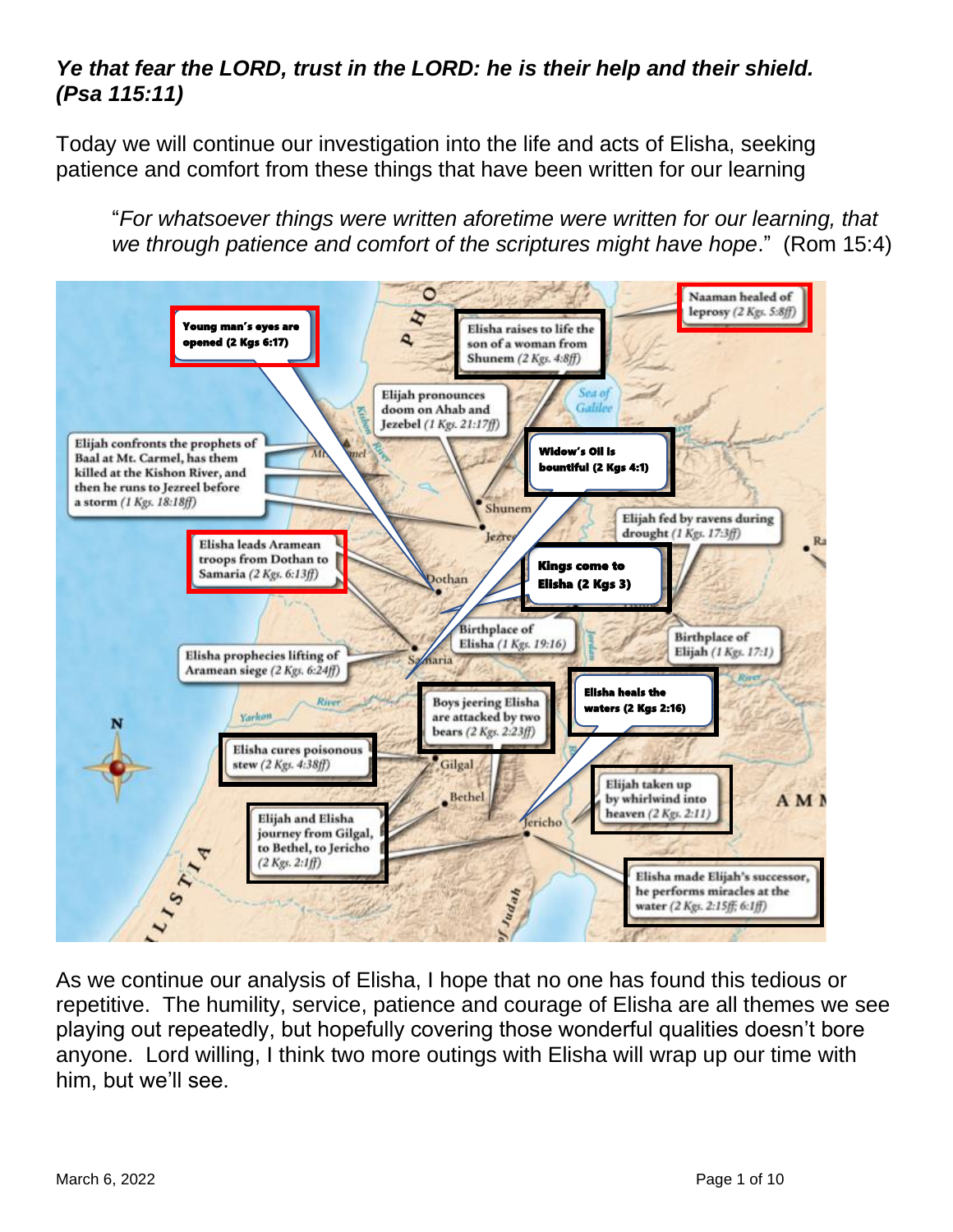***Ye that fear the LORD, trust in the LORD: he is their help and their shield. (Psa 115:11)***

Today we will continue our investigation into the life and acts of Elisha, seeking patience and comfort from these things that have been written for our learning

> "*For whatsoever things were written aforetime were written for our learning, that we through patience and comfort of the scriptures might have hope*." (Rom 15:4)

As we continue our analysis of Elisha, I hope that no one has found this tedious or repetitive. The humility, service, patience and courage of Elisha are all themes we see playing out repeatedly, but hopefully covering those wonderful qualities doesn't bore anyone. Lord willing, I think two more outings with Elisha will wrap up our time with him, but we'll see.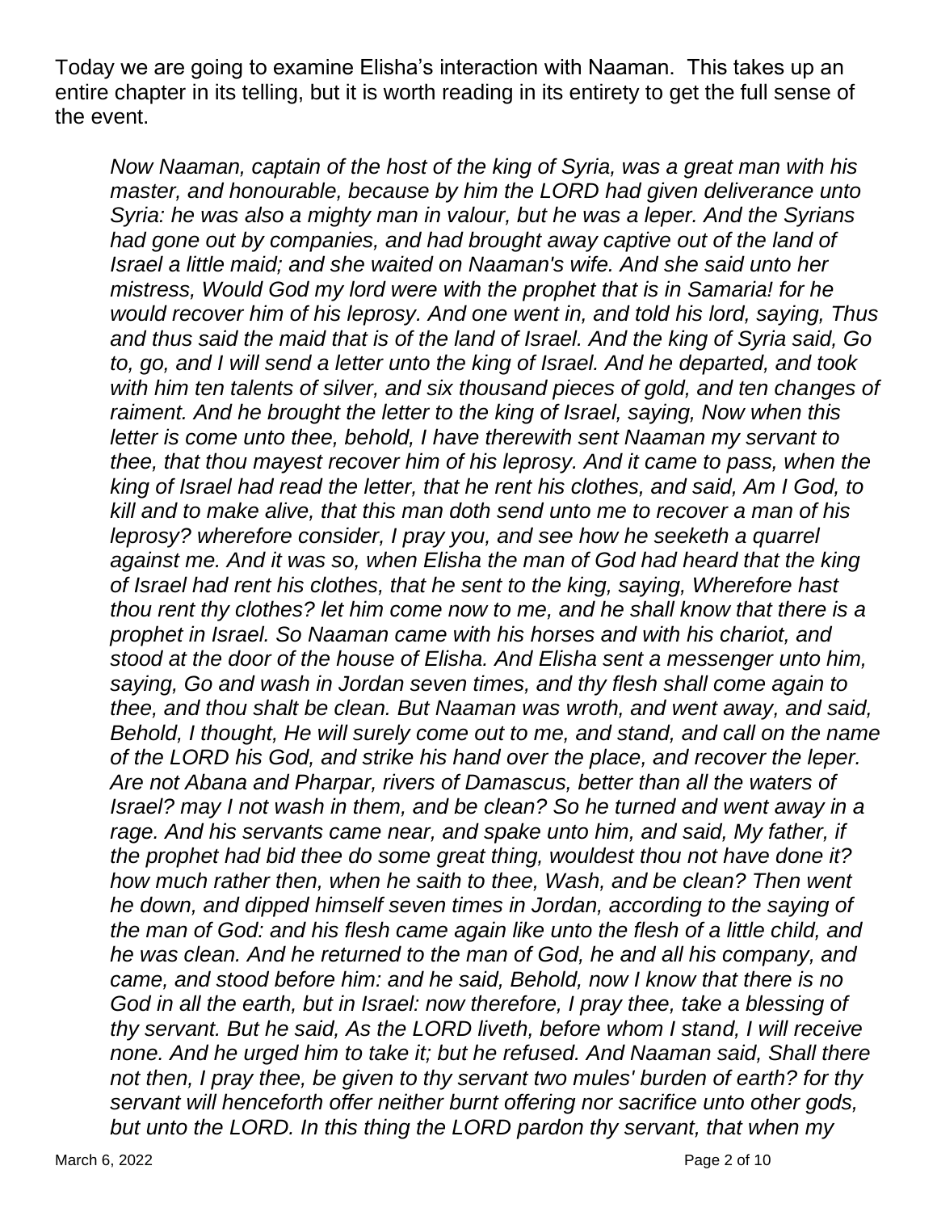Today we are going to examine Elisha's interaction with Naaman. This takes up an entire chapter in its telling, but it is worth reading in its entirety to get the full sense of the event.

> *Now Naaman, captain of the host of the king of Syria, was a great man with his master, and honourable, because by him the LORD had given deliverance unto Syria: he was also a mighty man in valour, but he was a leper. And the Syrians had gone out by companies, and had brought away captive out of the land of Israel a little maid; and she waited on Naaman's wife. And she said unto her mistress, Would God my lord were with the prophet that is in Samaria! for he would recover him of his leprosy. And one went in, and told his lord, saying, Thus and thus said the maid that is of the land of Israel. And the king of Syria said, Go to, go, and I will send a letter unto the king of Israel. And he departed, and took with him ten talents of silver, and six thousand pieces of gold, and ten changes of raiment. And he brought the letter to the king of Israel, saying, Now when this letter is come unto thee, behold, I have therewith sent Naaman my servant to thee, that thou mayest recover him of his leprosy. And it came to pass, when the king of Israel had read the letter, that he rent his clothes, and said, Am I God, to kill and to make alive, that this man doth send unto me to recover a man of his leprosy? wherefore consider, I pray you, and see how he seeketh a quarrel against me. And it was so, when Elisha the man of God had heard that the king of Israel had rent his clothes, that he sent to the king, saying, Wherefore hast thou rent thy clothes? let him come now to me, and he shall know that there is a prophet in Israel. So Naaman came with his horses and with his chariot, and stood at the door of the house of Elisha. And Elisha sent a messenger unto him, saying, Go and wash in Jordan seven times, and thy flesh shall come again to thee, and thou shalt be clean. But Naaman was wroth, and went away, and said, Behold, I thought, He will surely come out to me, and stand, and call on the name of the LORD his God, and strike his hand over the place, and recover the leper. Are not Abana and Pharpar, rivers of Damascus, better than all the waters of Israel? may I not wash in them, and be clean? So he turned and went away in a rage. And his servants came near, and spake unto him, and said, My father, if the prophet had bid thee do some great thing, wouldest thou not have done it? how much rather then, when he saith to thee, Wash, and be clean? Then went he down, and dipped himself seven times in Jordan, according to the saying of the man of God: and his flesh came again like unto the flesh of a little child, and he was clean. And he returned to the man of God, he and all his company, and came, and stood before him: and he said, Behold, now I know that there is no God in all the earth, but in Israel: now therefore, I pray thee, take a blessing of thy servant. But he said, As the LORD liveth, before whom I stand, I will receive none. And he urged him to take it; but he refused. And Naaman said, Shall there not then, I pray thee, be given to thy servant two mules' burden of earth? for thy servant will henceforth offer neither burnt offering nor sacrifice unto other gods, but unto the LORD. In this thing the LORD pardon thy servant, that when my*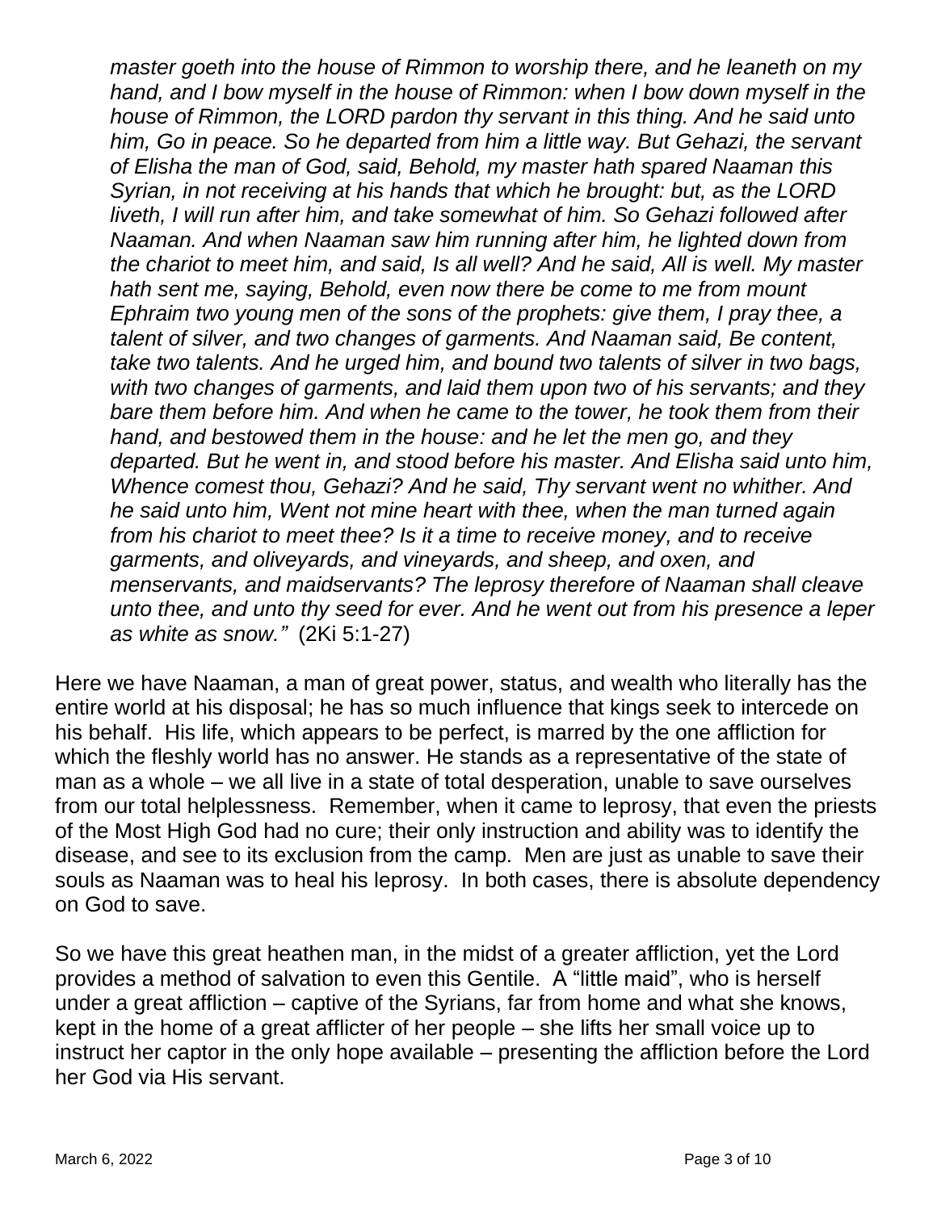*master goeth into the house of Rimmon to worship there, and he leaneth on my hand, and I bow myself in the house of Rimmon: when I bow down myself in the house of Rimmon, the LORD pardon thy servant in this thing. And he said unto him, Go in peace. So he departed from him a little way. But Gehazi, the servant of Elisha the man of God, said, Behold, my master hath spared Naaman this Syrian, in not receiving at his hands that which he brought: but, as the LORD liveth, I will run after him, and take somewhat of him. So Gehazi followed after Naaman. And when Naaman saw him running after him, he lighted down from the chariot to meet him, and said, Is all well? And he said, All is well. My master hath sent me, saying, Behold, even now there be come to me from mount Ephraim two young men of the sons of the prophets: give them, I pray thee, a talent of silver, and two changes of garments. And Naaman said, Be content, take two talents. And he urged him, and bound two talents of silver in two bags, with two changes of garments, and laid them upon two of his servants; and they bare them before him. And when he came to the tower, he took them from their hand, and bestowed them in the house: and he let the men go, and they departed. But he went in, and stood before his master. And Elisha said unto him, Whence comest thou, Gehazi? And he said, Thy servant went no whither. And he said unto him, Went not mine heart with thee, when the man turned again from his chariot to meet thee? Is it a time to receive money, and to receive garments, and oliveyards, and vineyards, and sheep, and oxen, and menservants, and maidservants? The leprosy therefore of Naaman shall cleave unto thee, and unto thy seed for ever. And he went out from his presence a leper as white as snow."* (2Ki 5:1-27)

Here we have Naaman, a man of great power, status, and wealth who literally has the entire world at his disposal; he has so much influence that kings seek to intercede on his behalf. His life, which appears to be perfect, is marred by the one affliction for which the fleshly world has no answer. He stands as a representative of the state of man as a whole – we all live in a state of total desperation, unable to save ourselves from our total helplessness. Remember, when it came to leprosy, that even the priests of the Most High God had no cure; their only instruction and ability was to identify the disease, and see to its exclusion from the camp. Men are just as unable to save their souls as Naaman was to heal his leprosy. In both cases, there is absolute dependency on God to save.

So we have this great heathen man, in the midst of a greater affliction, yet the Lord provides a method of salvation to even this Gentile. A "little maid", who is herself under a great affliction – captive of the Syrians, far from home and what she knows, kept in the home of a great afflicter of her people – she lifts her small voice up to instruct her captor in the only hope available – presenting the affliction before the Lord her God via His servant.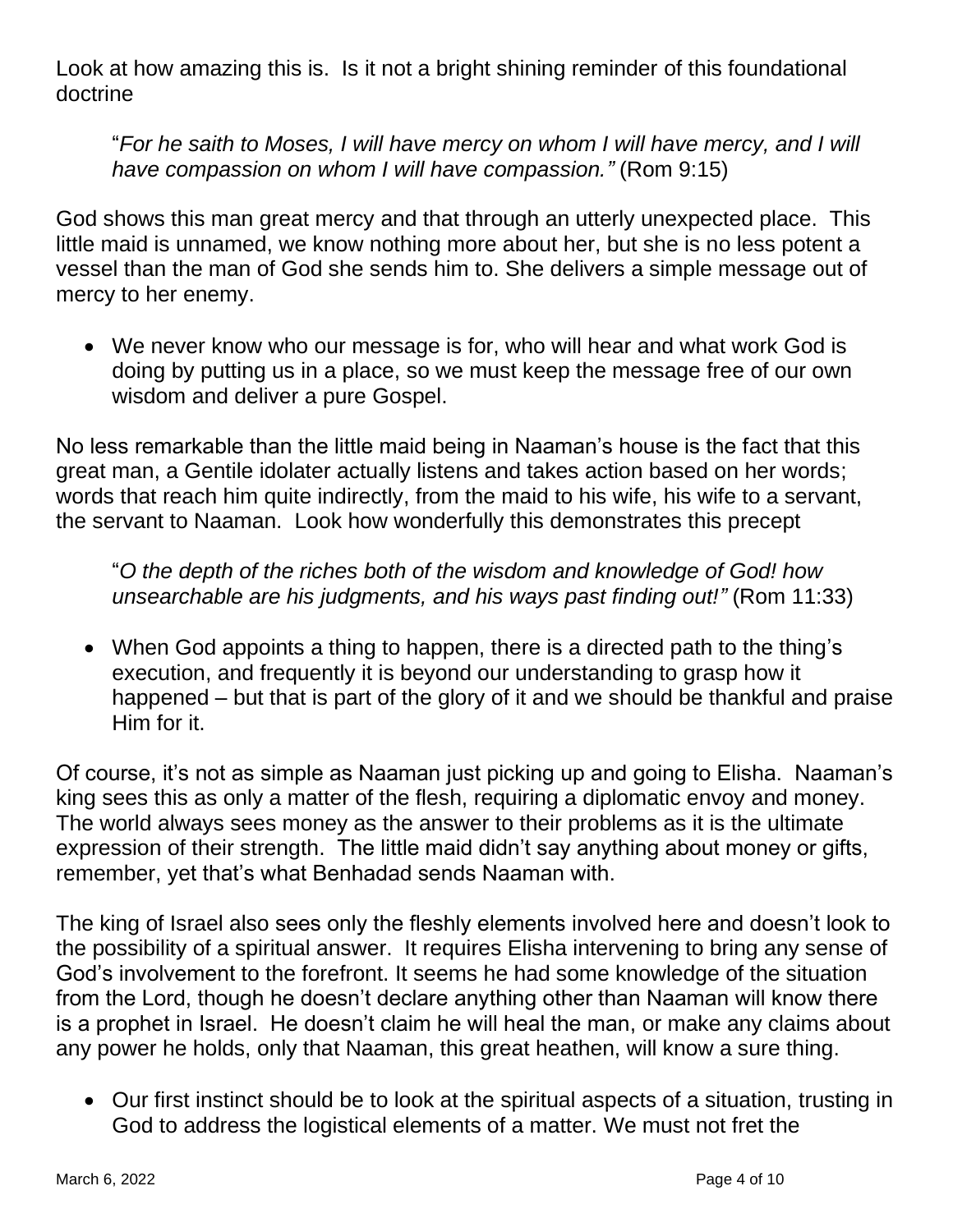Look at how amazing this is. Is it not a bright shining reminder of this foundational doctrine

> "*For he saith to Moses, I will have mercy on whom I will have mercy, and I will have compassion on whom I will have compassion."* (Rom 9:15)

God shows this man great mercy and that through an utterly unexpected place. This little maid is unnamed, we know nothing more about her, but she is no less potent a vessel than the man of God she sends him to. She delivers a simple message out of mercy to her enemy.

- We never know who our message is for, who will hear and what work God is doing by putting us in a place, so we must keep the message free of our own wisdom and deliver a pure Gospel.

No less remarkable than the little maid being in Naaman's house is the fact that this great man, a Gentile idolater actually listens and takes action based on her words; words that reach him quite indirectly, from the maid to his wife, his wife to a servant, the servant to Naaman. Look how wonderfully this demonstrates this precept

> "*O the depth of the riches both of the wisdom and knowledge of God! how unsearchable are his judgments, and his ways past finding out!"* (Rom 11:33)

- When God appoints a thing to happen, there is a directed path to the thing's execution, and frequently it is beyond our understanding to grasp how it happened – but that is part of the glory of it and we should be thankful and praise Him for it.

Of course, it's not as simple as Naaman just picking up and going to Elisha. Naaman's king sees this as only a matter of the flesh, requiring a diplomatic envoy and money. The world always sees money as the answer to their problems as it is the ultimate expression of their strength. The little maid didn't say anything about money or gifts, remember, yet that's what Benhadad sends Naaman with.

The king of Israel also sees only the fleshly elements involved here and doesn't look to the possibility of a spiritual answer. It requires Elisha intervening to bring any sense of God's involvement to the forefront. It seems he had some knowledge of the situation from the Lord, though he doesn't declare anything other than Naaman will know there is a prophet in Israel. He doesn't claim he will heal the man, or make any claims about any power he holds, only that Naaman, this great heathen, will know a sure thing.

- Our first instinct should be to look at the spiritual aspects of a situation, trusting in God to address the logistical elements of a matter. We must not fret the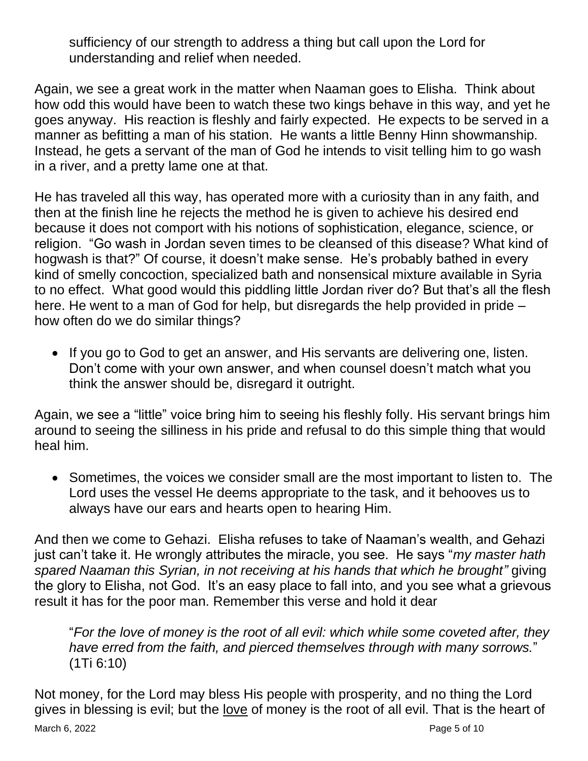sufficiency of our strength to address a thing but call upon the Lord for understanding and relief when needed.

Again, we see a great work in the matter when Naaman goes to Elisha. Think about how odd this would have been to watch these two kings behave in this way, and yet he goes anyway. His reaction is fleshly and fairly expected. He expects to be served in a manner as befitting a man of his station. He wants a little Benny Hinn showmanship. Instead, he gets a servant of the man of God he intends to visit telling him to go wash in a river, and a pretty lame one at that.

He has traveled all this way, has operated more with a curiosity than in any faith, and then at the finish line he rejects the method he is given to achieve his desired end because it does not comport with his notions of sophistication, elegance, science, or religion. "Go wash in Jordan seven times to be cleansed of this disease? What kind of hogwash is that?" Of course, it doesn't make sense. He's probably bathed in every kind of smelly concoction, specialized bath and nonsensical mixture available in Syria to no effect. What good would this piddling little Jordan river do? But that's all the flesh here. He went to a man of God for help, but disregards the help provided in pride – how often do we do similar things?

- If you go to God to get an answer, and His servants are delivering one, listen. Don't come with your own answer, and when counsel doesn't match what you think the answer should be, disregard it outright.

Again, we see a "little" voice bring him to seeing his fleshly folly. His servant brings him around to seeing the silliness in his pride and refusal to do this simple thing that would heal him.

- Sometimes, the voices we consider small are the most important to listen to. The Lord uses the vessel He deems appropriate to the task, and it behooves us to always have our ears and hearts open to hearing Him.

And then we come to Gehazi. Elisha refuses to take of Naaman's wealth, and Gehazi just can't take it. He wrongly attributes the miracle, you see. He says "*my master hath spared Naaman this Syrian, in not receiving at his hands that which he brought"* giving the glory to Elisha, not God. It's an easy place to fall into, and you see what a grievous result it has for the poor man. Remember this verse and hold it dear

> "*For the love of money is the root of all evil: which while some coveted after, they have erred from the faith, and pierced themselves through with many sorrows.*" (1Ti 6:10)

Not money, for the Lord may bless His people with prosperity, and no thing the Lord gives in blessing is evil; but the <u>love</u> of money is the root of all evil. That is the heart of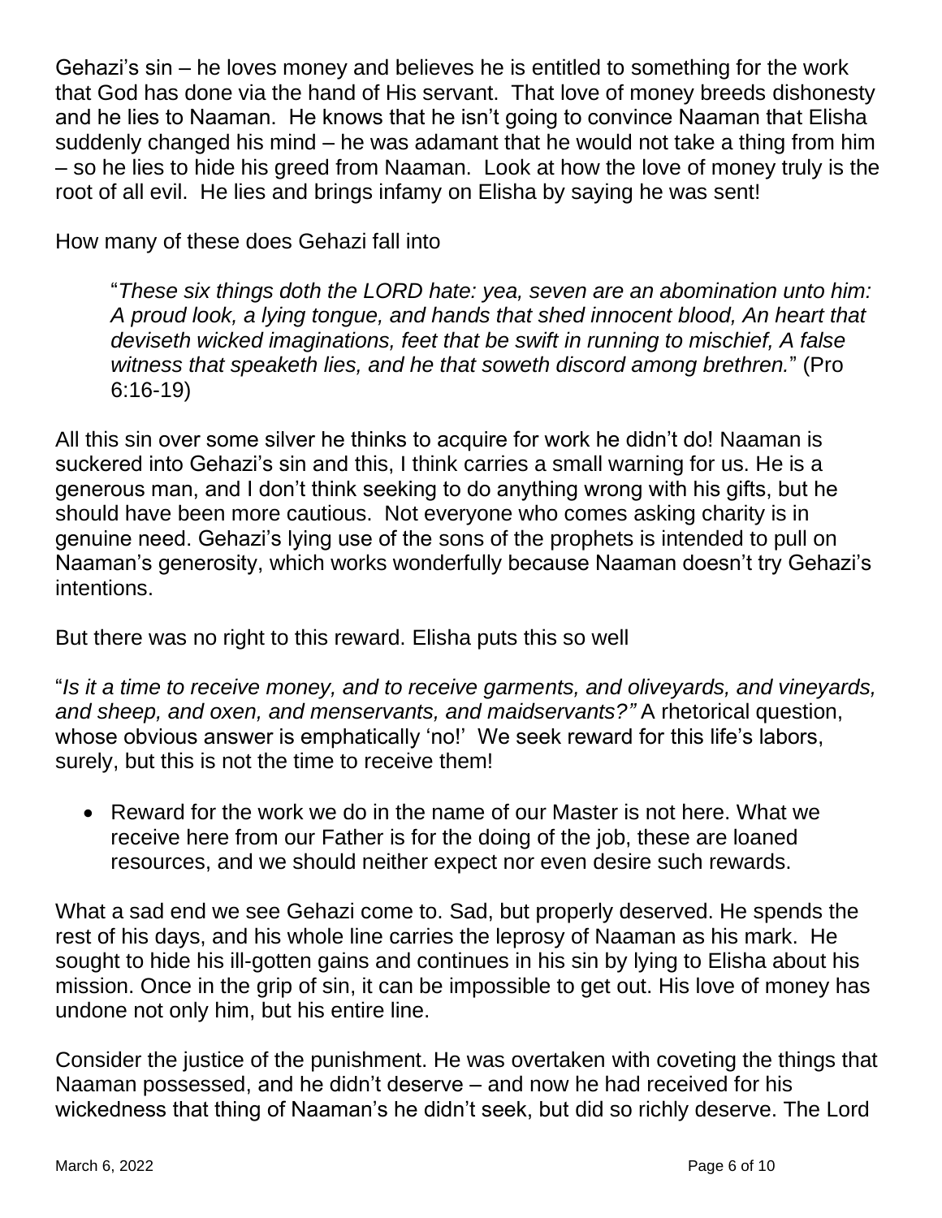Gehazi's sin – he loves money and believes he is entitled to something for the work that God has done via the hand of His servant. That love of money breeds dishonesty and he lies to Naaman. He knows that he isn't going to convince Naaman that Elisha suddenly changed his mind – he was adamant that he would not take a thing from him – so he lies to hide his greed from Naaman. Look at how the love of money truly is the root of all evil. He lies and brings infamy on Elisha by saying he was sent!

How many of these does Gehazi fall into

> "*These six things doth the LORD hate: yea, seven are an abomination unto him: A proud look, a lying tongue, and hands that shed innocent blood, An heart that deviseth wicked imaginations, feet that be swift in running to mischief, A false witness that speaketh lies, and he that soweth discord among brethren.*" (Pro 6:16-19)

All this sin over some silver he thinks to acquire for work he didn't do! Naaman is suckered into Gehazi's sin and this, I think carries a small warning for us. He is a generous man, and I don't think seeking to do anything wrong with his gifts, but he should have been more cautious. Not everyone who comes asking charity is in genuine need. Gehazi's lying use of the sons of the prophets is intended to pull on Naaman's generosity, which works wonderfully because Naaman doesn't try Gehazi's intentions.

But there was no right to this reward. Elisha puts this so well

"*Is it a time to receive money, and to receive garments, and oliveyards, and vineyards, and sheep, and oxen, and menservants, and maidservants?"* A rhetorical question, whose obvious answer is emphatically 'no!' We seek reward for this life's labors, surely, but this is not the time to receive them!

- Reward for the work we do in the name of our Master is not here. What we receive here from our Father is for the doing of the job, these are loaned resources, and we should neither expect nor even desire such rewards.

What a sad end we see Gehazi come to. Sad, but properly deserved. He spends the rest of his days, and his whole line carries the leprosy of Naaman as his mark. He sought to hide his ill-gotten gains and continues in his sin by lying to Elisha about his mission. Once in the grip of sin, it can be impossible to get out. His love of money has undone not only him, but his entire line.

Consider the justice of the punishment. He was overtaken with coveting the things that Naaman possessed, and he didn't deserve – and now he had received for his wickedness that thing of Naaman's he didn't seek, but did so richly deserve. The Lord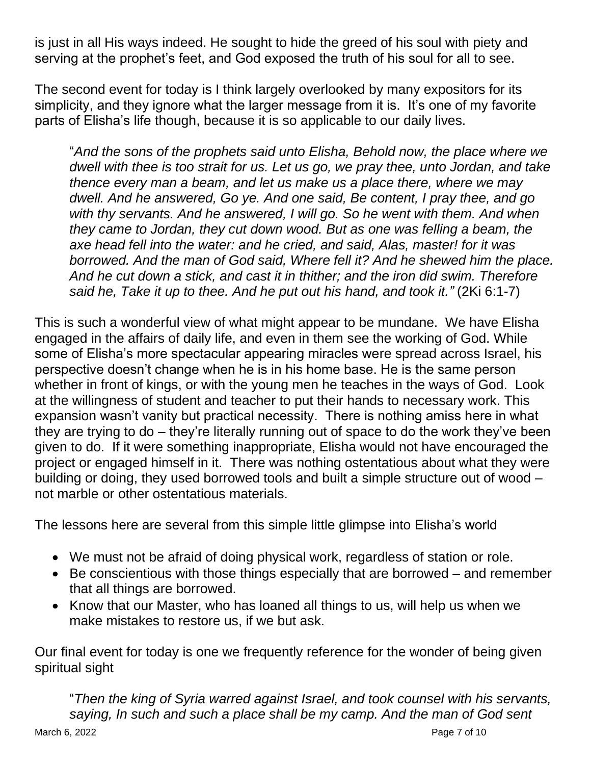is just in all His ways indeed. He sought to hide the greed of his soul with piety and serving at the prophet's feet, and God exposed the truth of his soul for all to see.

The second event for today is I think largely overlooked by many expositors for its simplicity, and they ignore what the larger message from it is. It's one of my favorite parts of Elisha's life though, because it is so applicable to our daily lives.

> "*And the sons of the prophets said unto Elisha, Behold now, the place where we dwell with thee is too strait for us. Let us go, we pray thee, unto Jordan, and take thence every man a beam, and let us make us a place there, where we may dwell. And he answered, Go ye. And one said, Be content, I pray thee, and go with thy servants. And he answered, I will go. So he went with them. And when they came to Jordan, they cut down wood. But as one was felling a beam, the axe head fell into the water: and he cried, and said, Alas, master! for it was borrowed. And the man of God said, Where fell it? And he shewed him the place. And he cut down a stick, and cast it in thither; and the iron did swim. Therefore said he, Take it up to thee. And he put out his hand, and took it."* (2Ki 6:1-7)

This is such a wonderful view of what might appear to be mundane. We have Elisha engaged in the affairs of daily life, and even in them see the working of God. While some of Elisha's more spectacular appearing miracles were spread across Israel, his perspective doesn't change when he is in his home base. He is the same person whether in front of kings, or with the young men he teaches in the ways of God. Look at the willingness of student and teacher to put their hands to necessary work. This expansion wasn't vanity but practical necessity. There is nothing amiss here in what they are trying to do – they're literally running out of space to do the work they've been given to do. If it were something inappropriate, Elisha would not have encouraged the project or engaged himself in it. There was nothing ostentatious about what they were building or doing, they used borrowed tools and built a simple structure out of wood – not marble or other ostentatious materials.

The lessons here are several from this simple little glimpse into Elisha's world

- We must not be afraid of doing physical work, regardless of station or role.
- Be conscientious with those things especially that are borrowed – and remember that all things are borrowed.
- Know that our Master, who has loaned all things to us, will help us when we make mistakes to restore us, if we but ask.

Our final event for today is one we frequently reference for the wonder of being given spiritual sight

> "*Then the king of Syria warred against Israel, and took counsel with his servants, saying, In such and such a place shall be my camp. And the man of God sent*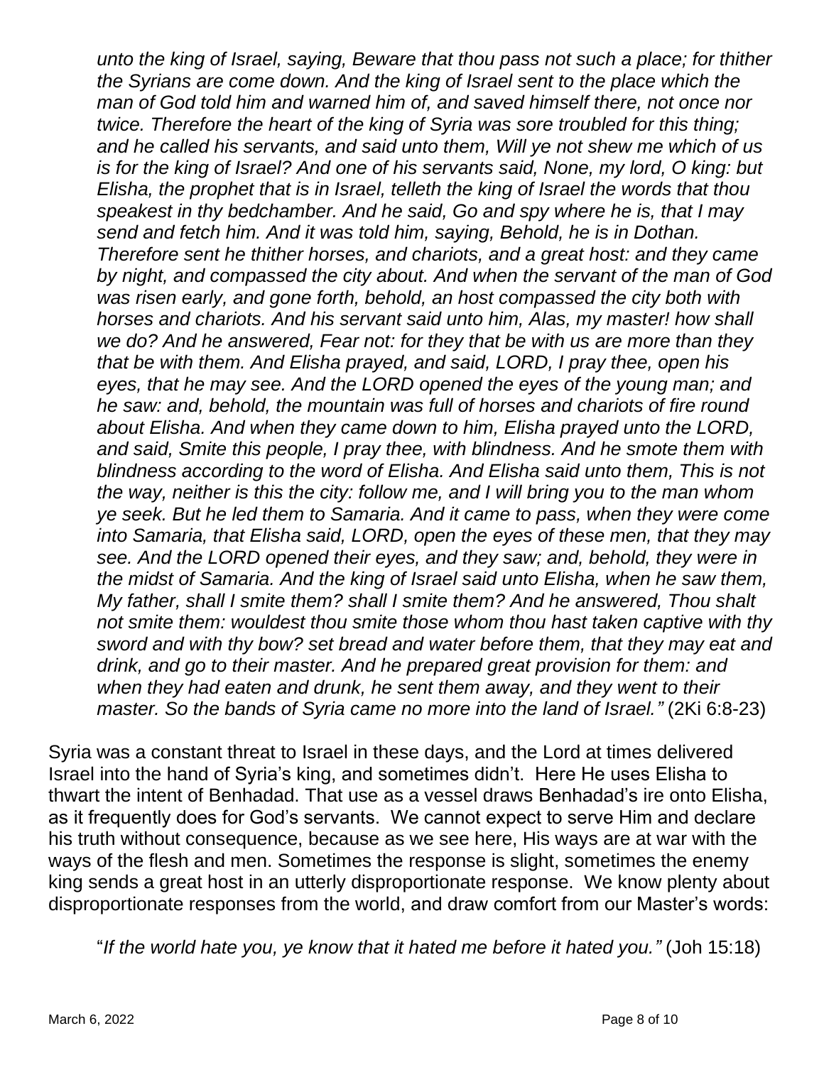*unto the king of Israel, saying, Beware that thou pass not such a place; for thither the Syrians are come down. And the king of Israel sent to the place which the man of God told him and warned him of, and saved himself there, not once nor twice. Therefore the heart of the king of Syria was sore troubled for this thing; and he called his servants, and said unto them, Will ye not shew me which of us is for the king of Israel? And one of his servants said, None, my lord, O king: but Elisha, the prophet that is in Israel, telleth the king of Israel the words that thou speakest in thy bedchamber. And he said, Go and spy where he is, that I may send and fetch him. And it was told him, saying, Behold, he is in Dothan. Therefore sent he thither horses, and chariots, and a great host: and they came by night, and compassed the city about. And when the servant of the man of God was risen early, and gone forth, behold, an host compassed the city both with horses and chariots. And his servant said unto him, Alas, my master! how shall we do? And he answered, Fear not: for they that be with us are more than they that be with them. And Elisha prayed, and said, LORD, I pray thee, open his eyes, that he may see. And the LORD opened the eyes of the young man; and he saw: and, behold, the mountain was full of horses and chariots of fire round about Elisha. And when they came down to him, Elisha prayed unto the LORD, and said, Smite this people, I pray thee, with blindness. And he smote them with blindness according to the word of Elisha. And Elisha said unto them, This is not the way, neither is this the city: follow me, and I will bring you to the man whom ye seek. But he led them to Samaria. And it came to pass, when they were come into Samaria, that Elisha said, LORD, open the eyes of these men, that they may see. And the LORD opened their eyes, and they saw; and, behold, they were in the midst of Samaria. And the king of Israel said unto Elisha, when he saw them, My father, shall I smite them? shall I smite them? And he answered, Thou shalt not smite them: wouldest thou smite those whom thou hast taken captive with thy sword and with thy bow? set bread and water before them, that they may eat and drink, and go to their master. And he prepared great provision for them: and when they had eaten and drunk, he sent them away, and they went to their master. So the bands of Syria came no more into the land of Israel."* (2Ki 6:8-23)

Syria was a constant threat to Israel in these days, and the Lord at times delivered Israel into the hand of Syria's king, and sometimes didn't. Here He uses Elisha to thwart the intent of Benhadad. That use as a vessel draws Benhadad's ire onto Elisha, as it frequently does for God's servants. We cannot expect to serve Him and declare his truth without consequence, because as we see here, His ways are at war with the ways of the flesh and men. Sometimes the response is slight, sometimes the enemy king sends a great host in an utterly disproportionate response. We know plenty about disproportionate responses from the world, and draw comfort from our Master's words:

"*If the world hate you, ye know that it hated me before it hated you."* (Joh 15:18)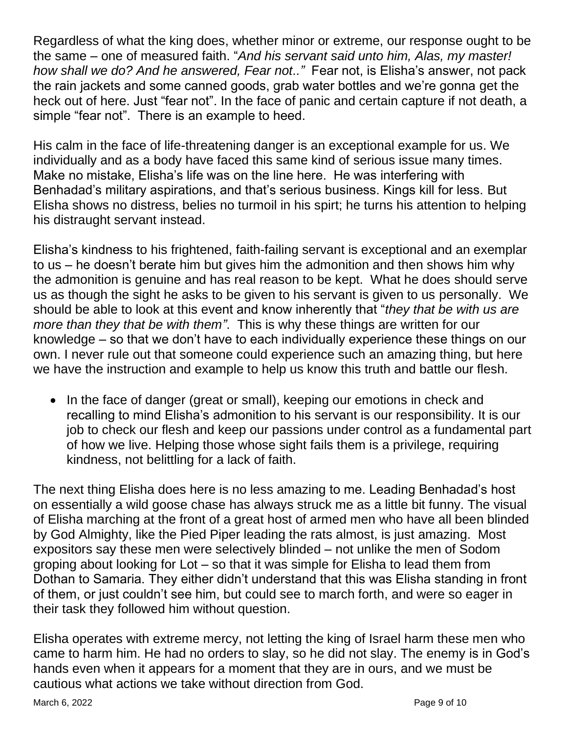Regardless of what the king does, whether minor or extreme, our response ought to be the same – one of measured faith. "*And his servant said unto him, Alas, my master! how shall we do? And he answered, Fear not..*" Fear not, is Elisha's answer, not pack the rain jackets and some canned goods, grab water bottles and we're gonna get the heck out of here. Just "fear not". In the face of panic and certain capture if not death, a simple "fear not". There is an example to heed.

His calm in the face of life-threatening danger is an exceptional example for us. We individually and as a body have faced this same kind of serious issue many times. Make no mistake, Elisha's life was on the line here. He was interfering with Benhadad's military aspirations, and that's serious business. Kings kill for less. But Elisha shows no distress, belies no turmoil in his spirt; he turns his attention to helping his distraught servant instead.

Elisha's kindness to his frightened, faith-failing servant is exceptional and an exemplar to us – he doesn't berate him but gives him the admonition and then shows him why the admonition is genuine and has real reason to be kept. What he does should serve us as though the sight he asks to be given to his servant is given to us personally. We should be able to look at this event and know inherently that "*they that be with us are more than they that be with them"*. This is why these things are written for our knowledge – so that we don't have to each individually experience these things on our own. I never rule out that someone could experience such an amazing thing, but here we have the instruction and example to help us know this truth and battle our flesh.

- In the face of danger (great or small), keeping our emotions in check and recalling to mind Elisha's admonition to his servant is our responsibility. It is our job to check our flesh and keep our passions under control as a fundamental part of how we live. Helping those whose sight fails them is a privilege, requiring kindness, not belittling for a lack of faith.

The next thing Elisha does here is no less amazing to me. Leading Benhadad's host on essentially a wild goose chase has always struck me as a little bit funny. The visual of Elisha marching at the front of a great host of armed men who have all been blinded by God Almighty, like the Pied Piper leading the rats almost, is just amazing. Most expositors say these men were selectively blinded – not unlike the men of Sodom groping about looking for Lot – so that it was simple for Elisha to lead them from Dothan to Samaria. They either didn't understand that this was Elisha standing in front of them, or just couldn't see him, but could see to march forth, and were so eager in their task they followed him without question.

Elisha operates with extreme mercy, not letting the king of Israel harm these men who came to harm him. He had no orders to slay, so he did not slay. The enemy is in God's hands even when it appears for a moment that they are in ours, and we must be cautious what actions we take without direction from God.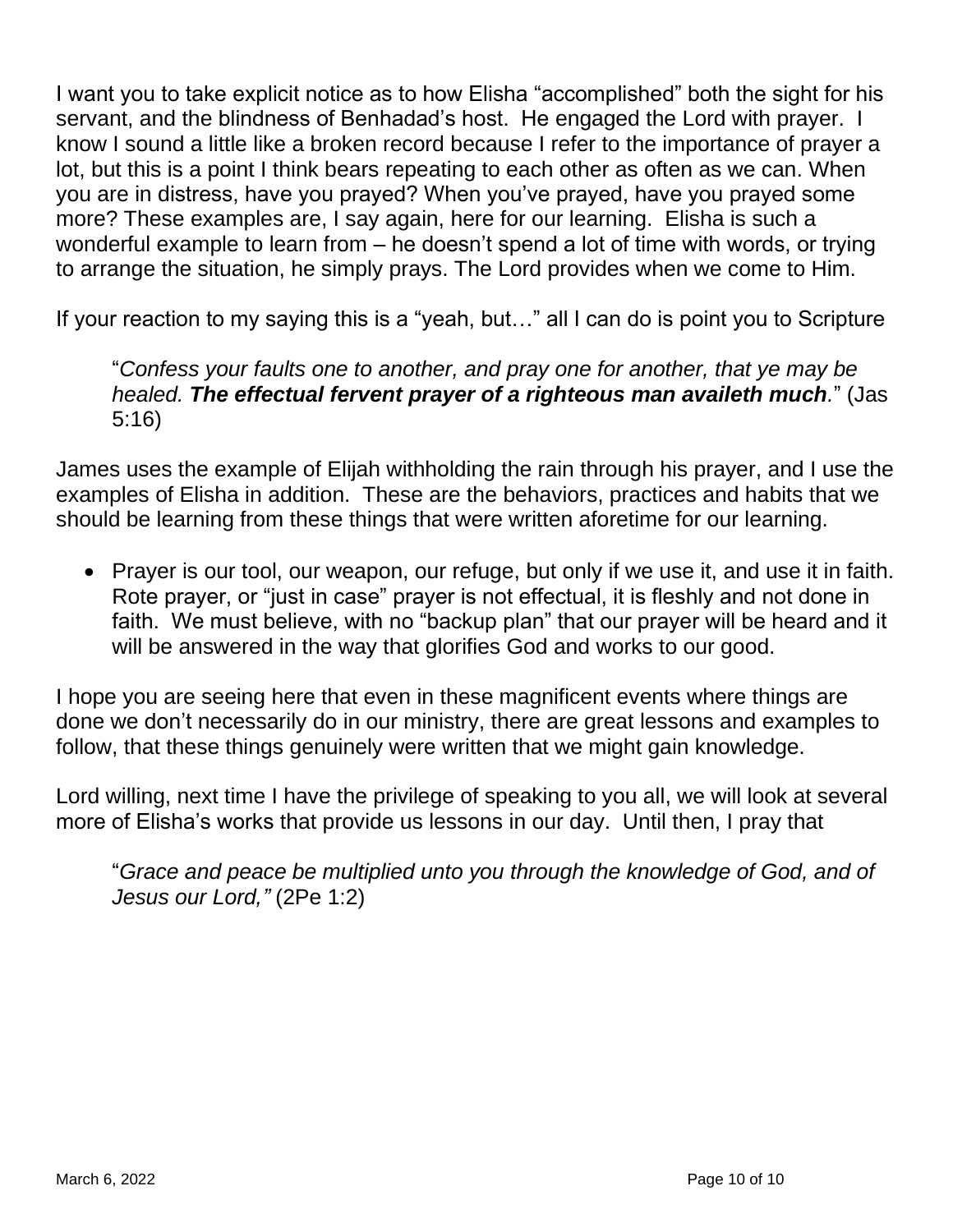I want you to take explicit notice as to how Elisha "accomplished" both the sight for his servant, and the blindness of Benhadad's host. He engaged the Lord with prayer. I know I sound a little like a broken record because I refer to the importance of prayer a lot, but this is a point I think bears repeating to each other as often as we can. When you are in distress, have you prayed? When you've prayed, have you prayed some more? These examples are, I say again, here for our learning. Elisha is such a wonderful example to learn from – he doesn't spend a lot of time with words, or trying to arrange the situation, he simply prays. The Lord provides when we come to Him.

If your reaction to my saying this is a "yeah, but…" all I can do is point you to Scripture

> "*Confess your faults one to another, and pray one for another, that ye may be healed.* ***The effectual fervent prayer of a righteous man availeth much.***" (Jas 5:16)

James uses the example of Elijah withholding the rain through his prayer, and I use the examples of Elisha in addition. These are the behaviors, practices and habits that we should be learning from these things that were written aforetime for our learning.

- Prayer is our tool, our weapon, our refuge, but only if we use it, and use it in faith. Rote prayer, or "just in case" prayer is not effectual, it is fleshly and not done in faith. We must believe, with no "backup plan" that our prayer will be heard and it will be answered in the way that glorifies God and works to our good.

I hope you are seeing here that even in these magnificent events where things are done we don't necessarily do in our ministry, there are great lessons and examples to follow, that these things genuinely were written that we might gain knowledge.

Lord willing, next time I have the privilege of speaking to you all, we will look at several more of Elisha's works that provide us lessons in our day. Until then, I pray that

> "*Grace and peace be multiplied unto you through the knowledge of God, and of Jesus our Lord,"* (2Pe 1:2)